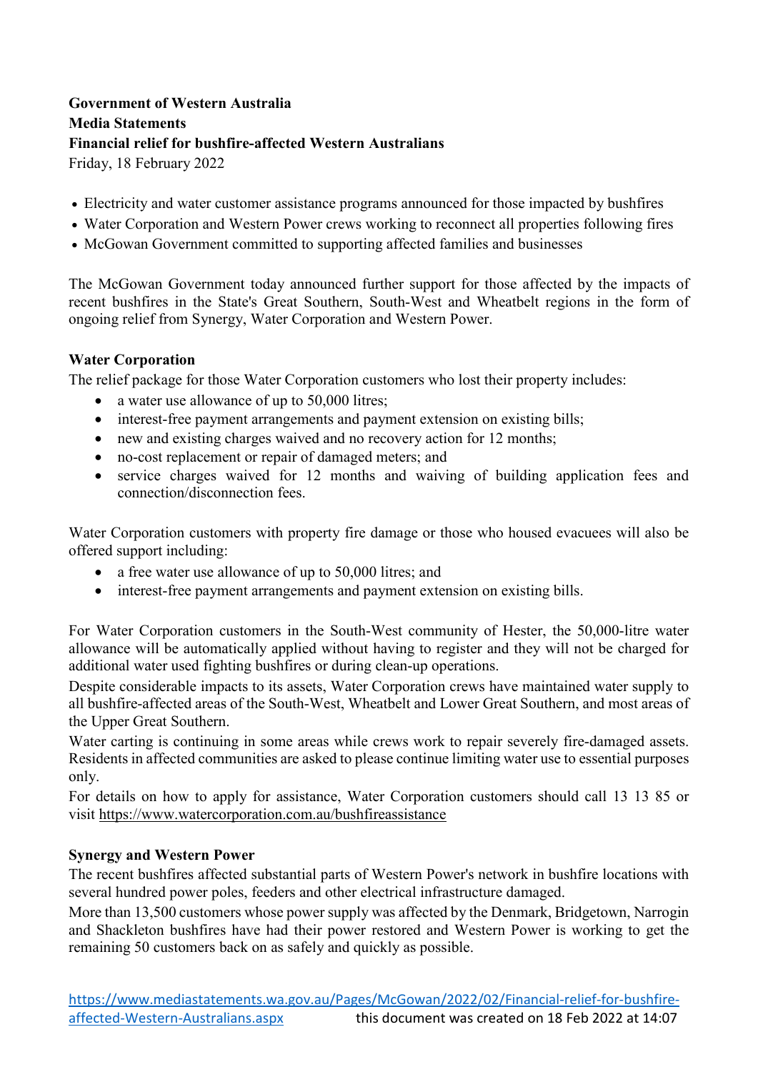**Government of Western Australia**
**Media Statements**
**Financial relief for bushfire-affected Western Australians**
Friday, 18 February 2022

- Electricity and water customer assistance programs announced for those impacted by bushfires
- Water Corporation and Western Power crews working to reconnect all properties following fires
- McGowan Government committed to supporting affected families and businesses

The McGowan Government today announced further support for those affected by the impacts of recent bushfires in the State's Great Southern, South-West and Wheatbelt regions in the form of ongoing relief from Synergy, Water Corporation and Western Power.

**Water Corporation**

The relief package for those Water Corporation customers who lost their property includes:

- a water use allowance of up to 50,000 litres;
- interest-free payment arrangements and payment extension on existing bills;
- new and existing charges waived and no recovery action for 12 months;
- no-cost replacement or repair of damaged meters; and
- service charges waived for 12 months and waiving of building application fees and connection/disconnection fees.

Water Corporation customers with property fire damage or those who housed evacuees will also be offered support including:

- a free water use allowance of up to 50,000 litres; and
- interest-free payment arrangements and payment extension on existing bills.

For Water Corporation customers in the South-West community of Hester, the 50,000-litre water allowance will be automatically applied without having to register and they will not be charged for additional water used fighting bushfires or during clean-up operations.

Despite considerable impacts to its assets, Water Corporation crews have maintained water supply to all bushfire-affected areas of the South-West, Wheatbelt and Lower Great Southern, and most areas of the Upper Great Southern.

Water carting is continuing in some areas while crews work to repair severely fire-damaged assets. Residents in affected communities are asked to please continue limiting water use to essential purposes only.

For details on how to apply for assistance, Water Corporation customers should call 13 13 85 or visit https://www.watercorporation.com.au/bushfireassistance

**Synergy and Western Power**

The recent bushfires affected substantial parts of Western Power's network in bushfire locations with several hundred power poles, feeders and other electrical infrastructure damaged.

More than 13,500 customers whose power supply was affected by the Denmark, Bridgetown, Narrogin and Shackleton bushfires have had their power restored and Western Power is working to get the remaining 50 customers back on as safely and quickly as possible.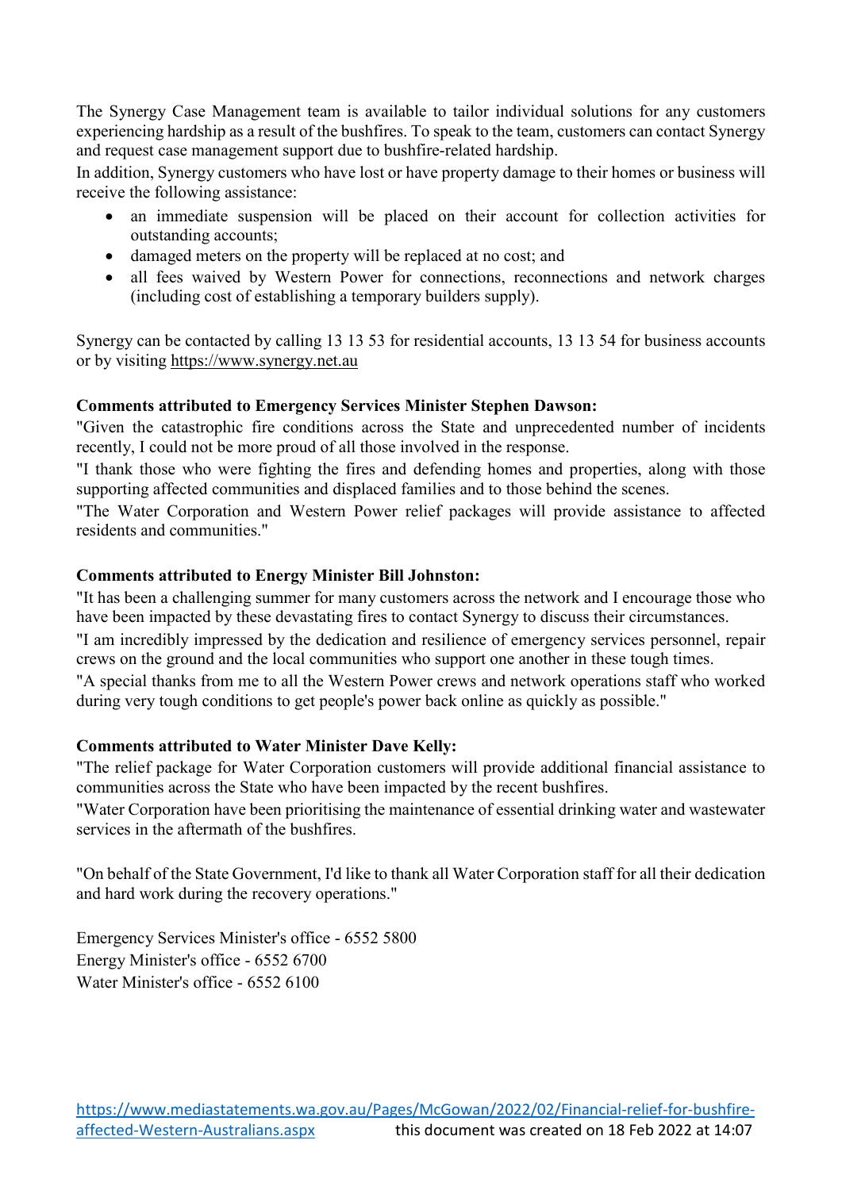The Synergy Case Management team is available to tailor individual solutions for any customers experiencing hardship as a result of the bushfires. To speak to the team, customers can contact Synergy and request case management support due to bushfire-related hardship.

In addition, Synergy customers who have lost or have property damage to their homes or business will receive the following assistance:

- an immediate suspension will be placed on their account for collection activities for outstanding accounts;
- damaged meters on the property will be replaced at no cost; and
- all fees waived by Western Power for connections, reconnections and network charges (including cost of establishing a temporary builders supply).

Synergy can be contacted by calling 13 13 53 for residential accounts, 13 13 54 for business accounts or by visiting https://www.synergy.net.au

**Comments attributed to Emergency Services Minister Stephen Dawson:**

"Given the catastrophic fire conditions across the State and unprecedented number of incidents recently, I could not be more proud of all those involved in the response.

"I thank those who were fighting the fires and defending homes and properties, along with those supporting affected communities and displaced families and to those behind the scenes.

"The Water Corporation and Western Power relief packages will provide assistance to affected residents and communities."

**Comments attributed to Energy Minister Bill Johnston:**

"It has been a challenging summer for many customers across the network and I encourage those who have been impacted by these devastating fires to contact Synergy to discuss their circumstances.

"I am incredibly impressed by the dedication and resilience of emergency services personnel, repair crews on the ground and the local communities who support one another in these tough times.

"A special thanks from me to all the Western Power crews and network operations staff who worked during very tough conditions to get people's power back online as quickly as possible."

**Comments attributed to Water Minister Dave Kelly:**

"The relief package for Water Corporation customers will provide additional financial assistance to communities across the State who have been impacted by the recent bushfires.

"Water Corporation have been prioritising the maintenance of essential drinking water and wastewater services in the aftermath of the bushfires.

"On behalf of the State Government, I'd like to thank all Water Corporation staff for all their dedication and hard work during the recovery operations."

Emergency Services Minister's office - 6552 5800
Energy Minister's office - 6552 6700
Water Minister's office - 6552 6100